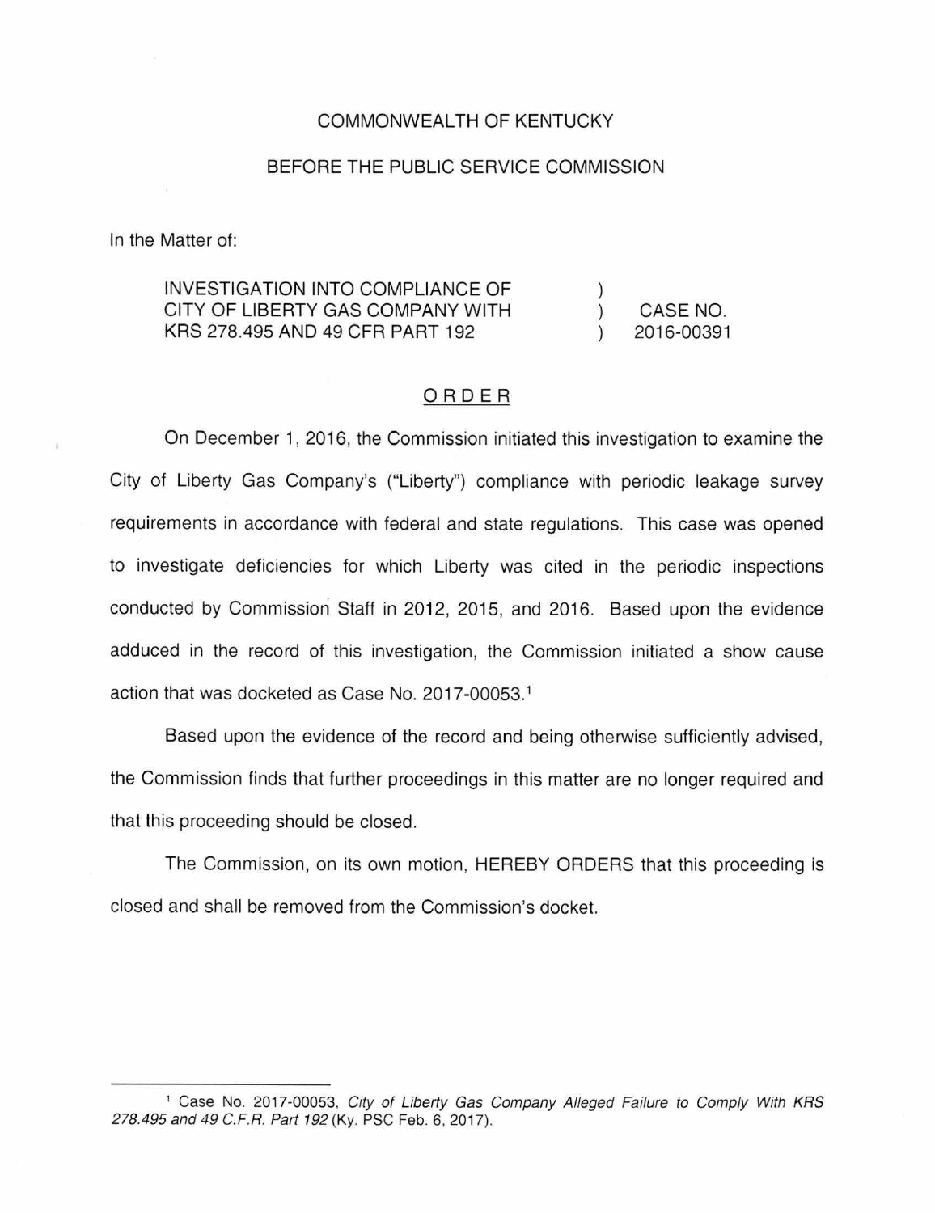COMMONWEALTH OF KENTUCKY

BEFORE THE PUBLIC SERVICE COMMISSION

In the Matter of:

| | | |
|---|---|---|
| INVESTIGATION INTO COMPLIANCE OF CITY OF LIBERTY GAS COMPANY WITH KRS 278.495 AND 49 CFR PART 192 | ) ) ) | CASE NO. 2016-00391 |

## ORDER

On December 1, 2016, the Commission initiated this investigation to examine the City of Liberty Gas Company's ("Liberty") compliance with periodic leakage survey requirements in accordance with federal and state regulations. This case was opened to investigate deficiencies for which Liberty was cited in the periodic inspections conducted by Commission Staff in 2012, 2015, and 2016. Based upon the evidence adduced in the record of this investigation, the Commission initiated a show cause action that was docketed as Case No. 2017-00053.[1]

Based upon the evidence of the record and being otherwise sufficiently advised, the Commission finds that further proceedings in this matter are no longer required and that this proceeding should be closed.

The Commission, on its own motion, HEREBY ORDERS that this proceeding is closed and shall be removed from the Commission's docket.

---

[1] Case No. 2017-00053, *City of Liberty Gas Company Alleged Failure to Comply With KRS 278.495 and 49 C.F.R. Part 192* (Ky. PSC Feb. 6, 2017).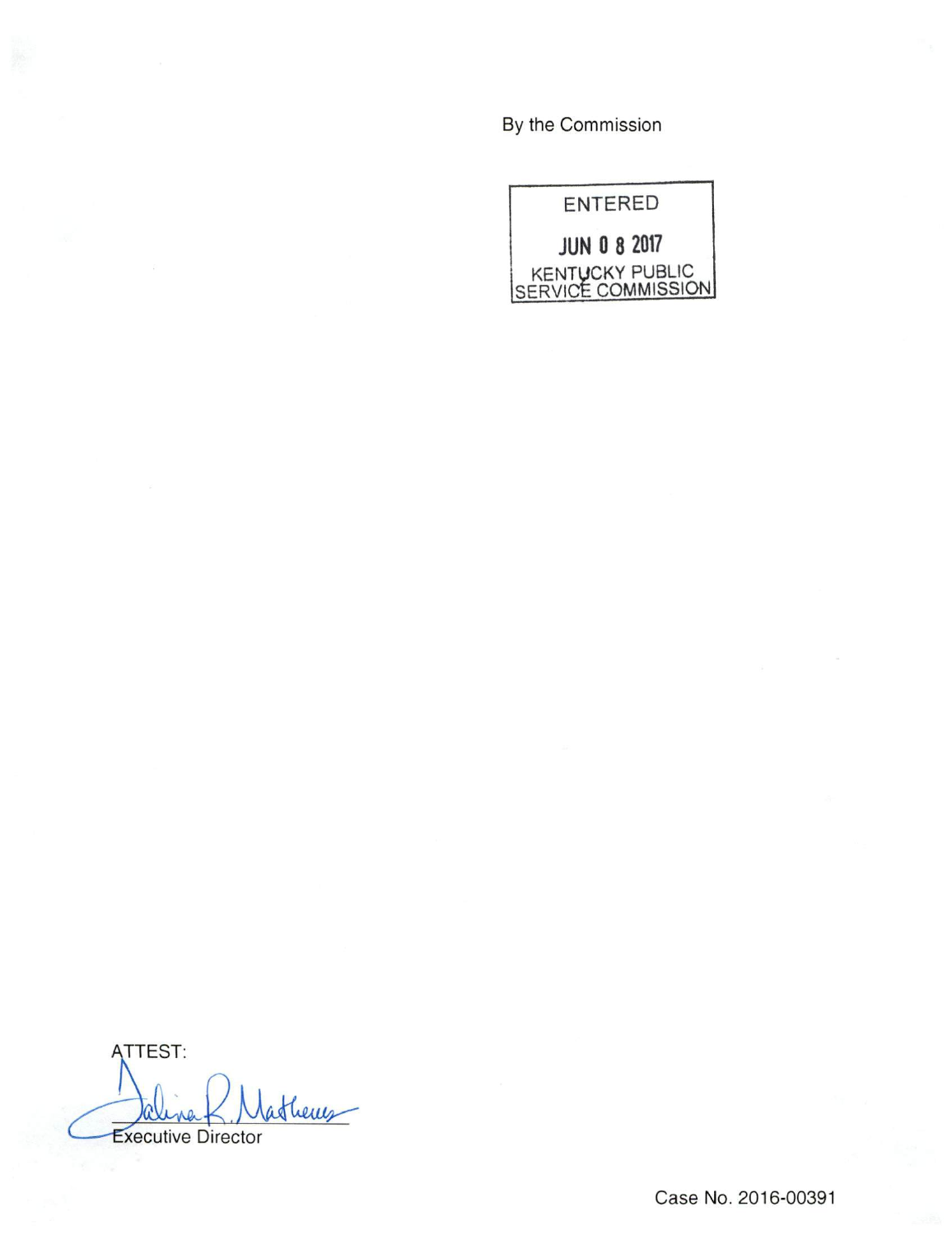By the Commission

ENTERED

JUN 08 2017

KENTUCKY PUBLIC SERVICE COMMISSION

ATTEST:

Executive Director

Case No. 2016-00391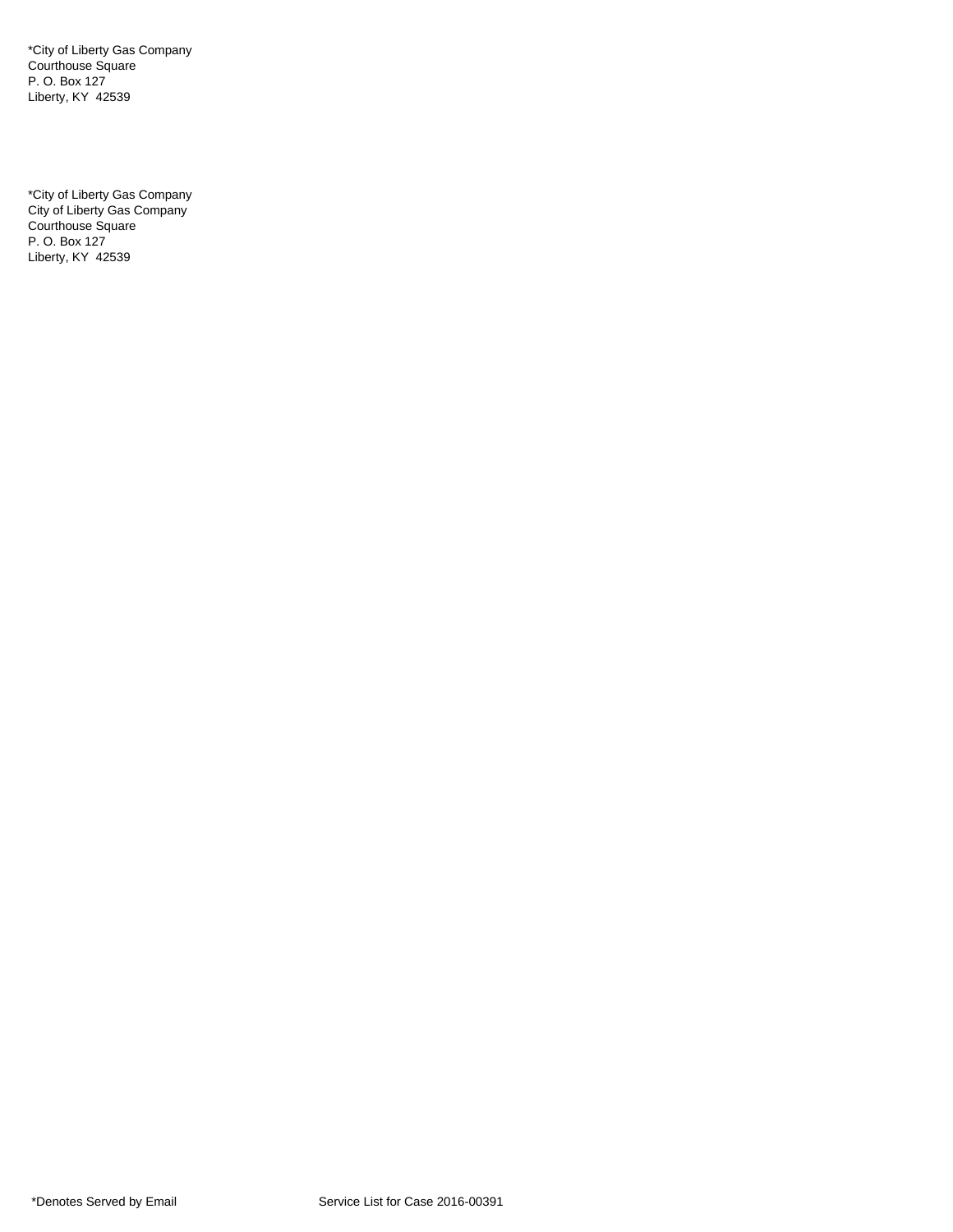*City of Liberty Gas Company
Courthouse Square
P. O. Box 127
Liberty, KY 42539

*City of Liberty Gas Company
City of Liberty Gas Company
Courthouse Square
P. O. Box 127
Liberty, KY 42539

*Denotes Served by Email

Service List for Case 2016-00391